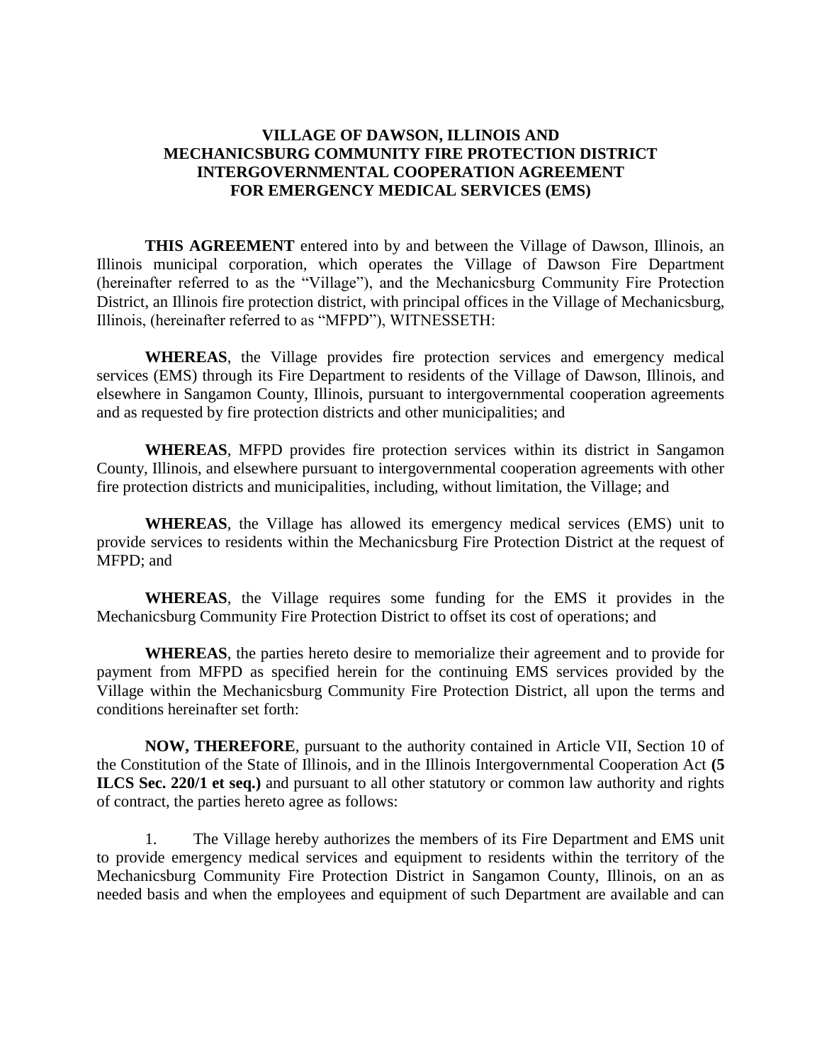# VILLAGE OF DAWSON, ILLINOIS AND MECHANICSBURG COMMUNITY FIRE PROTECTION DISTRICT INTERGOVERNMENTAL COOPERATION AGREEMENT FOR EMERGENCY MEDICAL SERVICES (EMS)

**THIS AGREEMENT** entered into by and between the Village of Dawson, Illinois, an Illinois municipal corporation, which operates the Village of Dawson Fire Department (hereinafter referred to as the "Village"), and the Mechanicsburg Community Fire Protection District, an Illinois fire protection district, with principal offices in the Village of Mechanicsburg, Illinois, (hereinafter referred to as "MFPD"), WITNESSETH:

**WHEREAS**, the Village provides fire protection services and emergency medical services (EMS) through its Fire Department to residents of the Village of Dawson, Illinois, and elsewhere in Sangamon County, Illinois, pursuant to intergovernmental cooperation agreements and as requested by fire protection districts and other municipalities; and

**WHEREAS**, MFPD provides fire protection services within its district in Sangamon County, Illinois, and elsewhere pursuant to intergovernmental cooperation agreements with other fire protection districts and municipalities, including, without limitation, the Village; and

**WHEREAS**, the Village has allowed its emergency medical services (EMS) unit to provide services to residents within the Mechanicsburg Fire Protection District at the request of MFPD; and

**WHEREAS**, the Village requires some funding for the EMS it provides in the Mechanicsburg Community Fire Protection District to offset its cost of operations; and

**WHEREAS**, the parties hereto desire to memorialize their agreement and to provide for payment from MFPD as specified herein for the continuing EMS services provided by the Village within the Mechanicsburg Community Fire Protection District, all upon the terms and conditions hereinafter set forth:

**NOW, THEREFORE**, pursuant to the authority contained in Article VII, Section 10 of the Constitution of the State of Illinois, and in the Illinois Intergovernmental Cooperation Act **(5 ILCS Sec. 220/1 et seq.)** and pursuant to all other statutory or common law authority and rights of contract, the parties hereto agree as follows:

1. The Village hereby authorizes the members of its Fire Department and EMS unit to provide emergency medical services and equipment to residents within the territory of the Mechanicsburg Community Fire Protection District in Sangamon County, Illinois, on an as needed basis and when the employees and equipment of such Department are available and can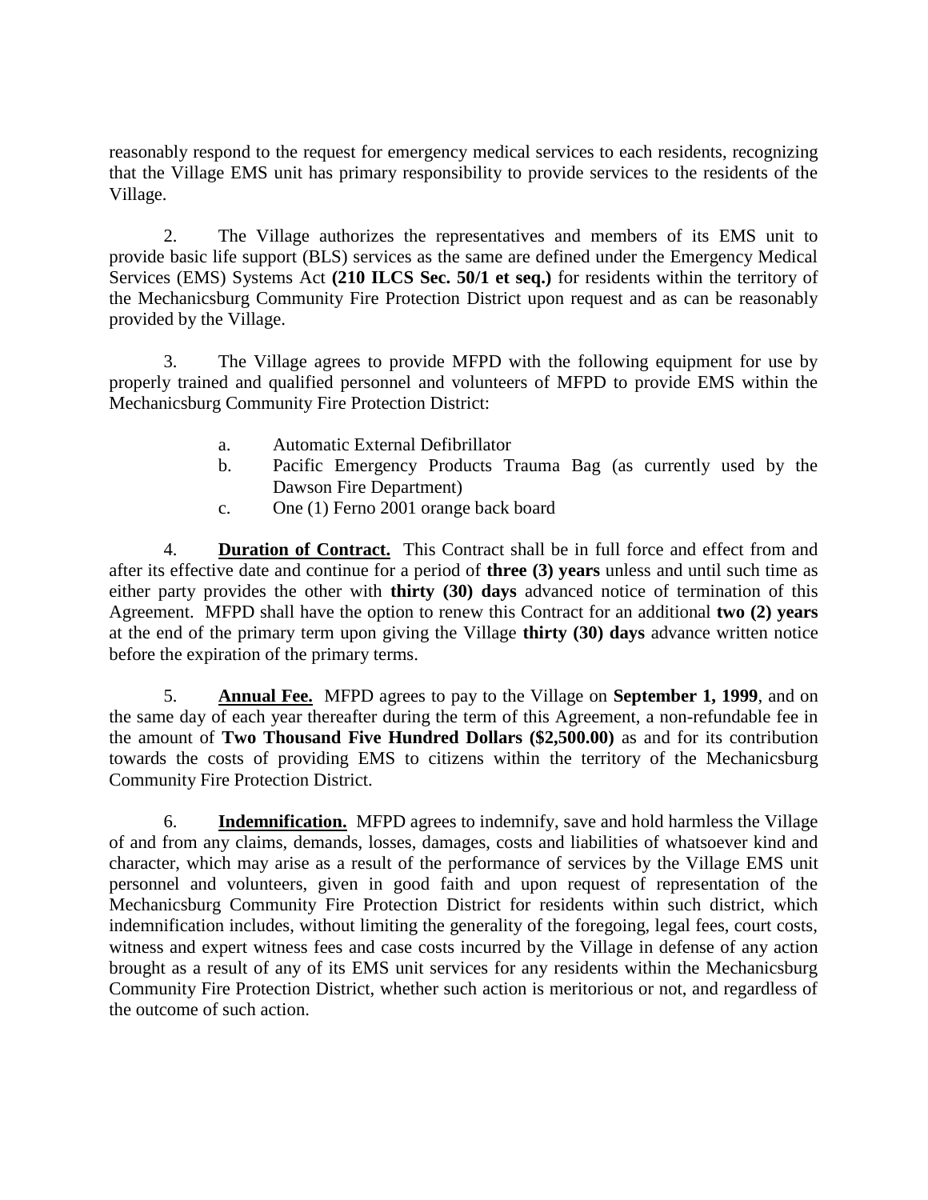reasonably respond to the request for emergency medical services to each residents, recognizing that the Village EMS unit has primary responsibility to provide services to the residents of the Village.

2. The Village authorizes the representatives and members of its EMS unit to provide basic life support (BLS) services as the same are defined under the Emergency Medical Services (EMS) Systems Act **(210 ILCS Sec. 50/1 et seq.)** for residents within the territory of the Mechanicsburg Community Fire Protection District upon request and as can be reasonably provided by the Village.

3. The Village agrees to provide MFPD with the following equipment for use by properly trained and qualified personnel and volunteers of MFPD to provide EMS within the Mechanicsburg Community Fire Protection District:

   a. Automatic External Defibrillator
   b. Pacific Emergency Products Trauma Bag (as currently used by the Dawson Fire Department)
   c. One (1) Ferno 2001 orange back board

4. **Duration of Contract.** This Contract shall be in full force and effect from and after its effective date and continue for a period of **three (3) years** unless and until such time as either party provides the other with **thirty (30) days** advanced notice of termination of this Agreement. MFPD shall have the option to renew this Contract for an additional **two (2) years** at the end of the primary term upon giving the Village **thirty (30) days** advance written notice before the expiration of the primary terms.

5. **Annual Fee.** MFPD agrees to pay to the Village on **September 1, 1999**, and on the same day of each year thereafter during the term of this Agreement, a non-refundable fee in the amount of **Two Thousand Five Hundred Dollars ($2,500.00)** as and for its contribution towards the costs of providing EMS to citizens within the territory of the Mechanicsburg Community Fire Protection District.

6. **Indemnification.** MFPD agrees to indemnify, save and hold harmless the Village of and from any claims, demands, losses, damages, costs and liabilities of whatsoever kind and character, which may arise as a result of the performance of services by the Village EMS unit personnel and volunteers, given in good faith and upon request of representation of the Mechanicsburg Community Fire Protection District for residents within such district, which indemnification includes, without limiting the generality of the foregoing, legal fees, court costs, witness and expert witness fees and case costs incurred by the Village in defense of any action brought as a result of any of its EMS unit services for any residents within the Mechanicsburg Community Fire Protection District, whether such action is meritorious or not, and regardless of the outcome of such action.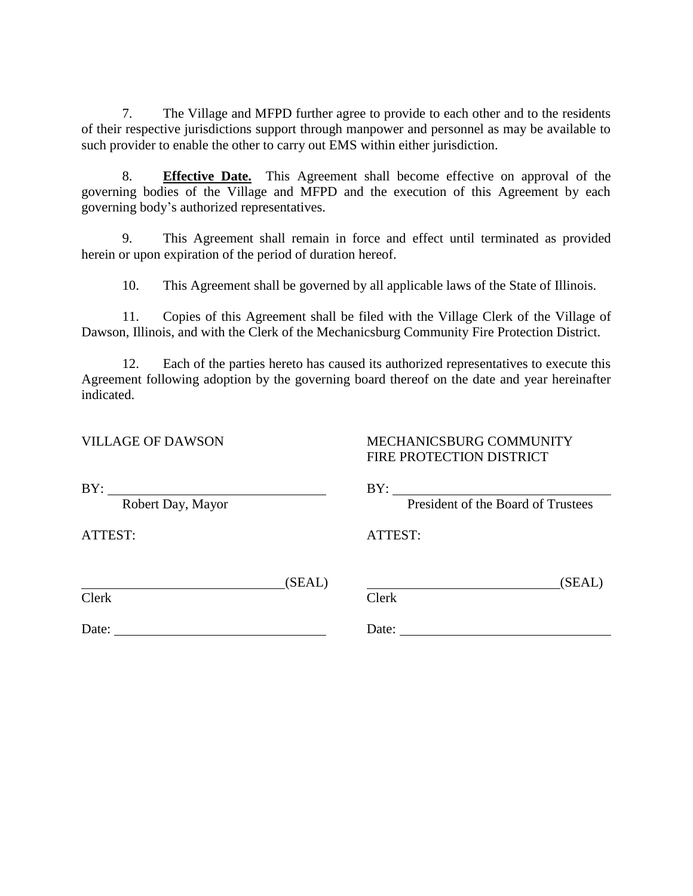7. The Village and MFPD further agree to provide to each other and to the residents of their respective jurisdictions support through manpower and personnel as may be available to such provider to enable the other to carry out EMS within either jurisdiction.

8. **Effective Date.** This Agreement shall become effective on approval of the governing bodies of the Village and MFPD and the execution of this Agreement by each governing body's authorized representatives.

9. This Agreement shall remain in force and effect until terminated as provided herein or upon expiration of the period of duration hereof.

10. This Agreement shall be governed by all applicable laws of the State of Illinois.

11. Copies of this Agreement shall be filed with the Village Clerk of the Village of Dawson, Illinois, and with the Clerk of the Mechanicsburg Community Fire Protection District.

12. Each of the parties hereto has caused its authorized representatives to execute this Agreement following adoption by the governing board thereof on the date and year hereinafter indicated.

| VILLAGE OF DAWSON | MECHANICSBURG COMMUNITY FIRE PROTECTION DISTRICT |
|---|---|
| BY: ______________________ | BY: ______________________ |
| Robert Day, Mayor | President of the Board of Trustees |
| ATTEST: | ATTEST: |
| ______________________(SEAL) | ______________________(SEAL) |
| Clerk | Clerk |
| Date: ______________________ | Date: ______________________ |